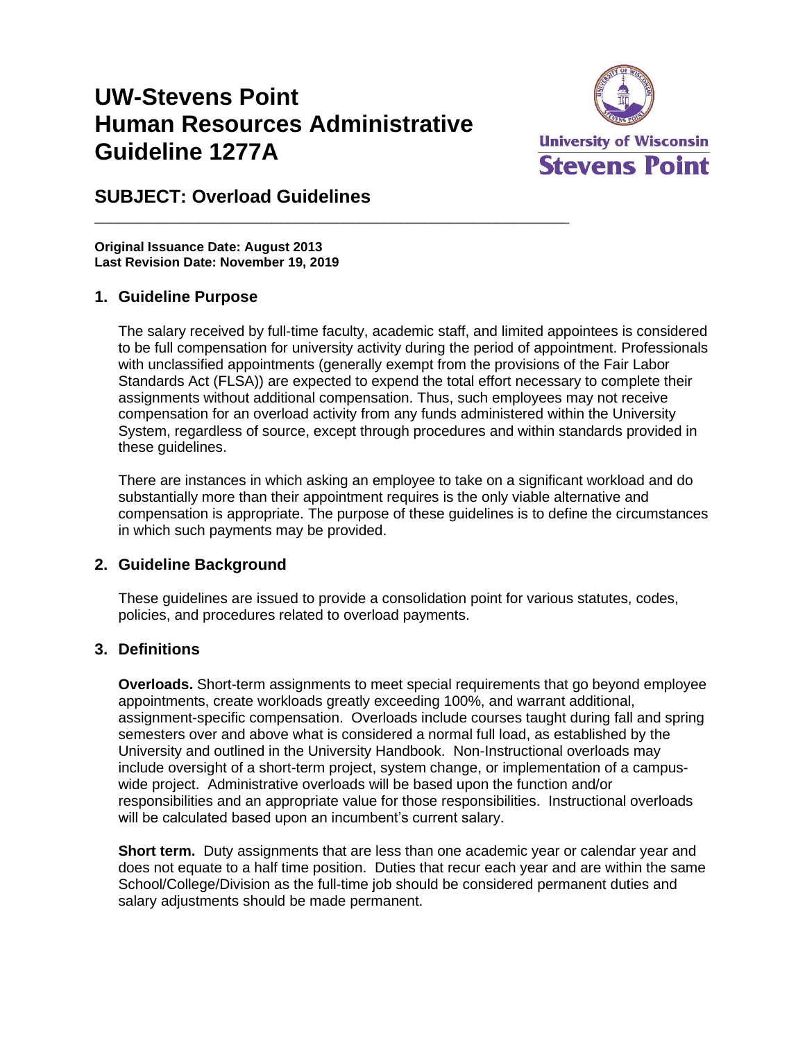# UW-Stevens Point Human Resources Administrative Guideline 1277A

University of Wisconsin Stevens Point

## SUBJECT: Overload Guidelines

**Original Issuance Date: August 2013**
**Last Revision Date: November 19, 2019**

### 1. Guideline Purpose

The salary received by full-time faculty, academic staff, and limited appointees is considered to be full compensation for university activity during the period of appointment. Professionals with unclassified appointments (generally exempt from the provisions of the Fair Labor Standards Act (FLSA)) are expected to expend the total effort necessary to complete their assignments without additional compensation. Thus, such employees may not receive compensation for an overload activity from any funds administered within the University System, regardless of source, except through procedures and within standards provided in these guidelines.

There are instances in which asking an employee to take on a significant workload and do substantially more than their appointment requires is the only viable alternative and compensation is appropriate. The purpose of these guidelines is to define the circumstances in which such payments may be provided.

### 2. Guideline Background

These guidelines are issued to provide a consolidation point for various statutes, codes, policies, and procedures related to overload payments.

### 3. Definitions

**Overloads.** Short-term assignments to meet special requirements that go beyond employee appointments, create workloads greatly exceeding 100%, and warrant additional, assignment-specific compensation. Overloads include courses taught during fall and spring semesters over and above what is considered a normal full load, as established by the University and outlined in the University Handbook. Non-Instructional overloads may include oversight of a short-term project, system change, or implementation of a campus-wide project. Administrative overloads will be based upon the function and/or responsibilities and an appropriate value for those responsibilities. Instructional overloads will be calculated based upon an incumbent's current salary.

**Short term.** Duty assignments that are less than one academic year or calendar year and does not equate to a half time position. Duties that recur each year and are within the same School/College/Division as the full-time job should be considered permanent duties and salary adjustments should be made permanent.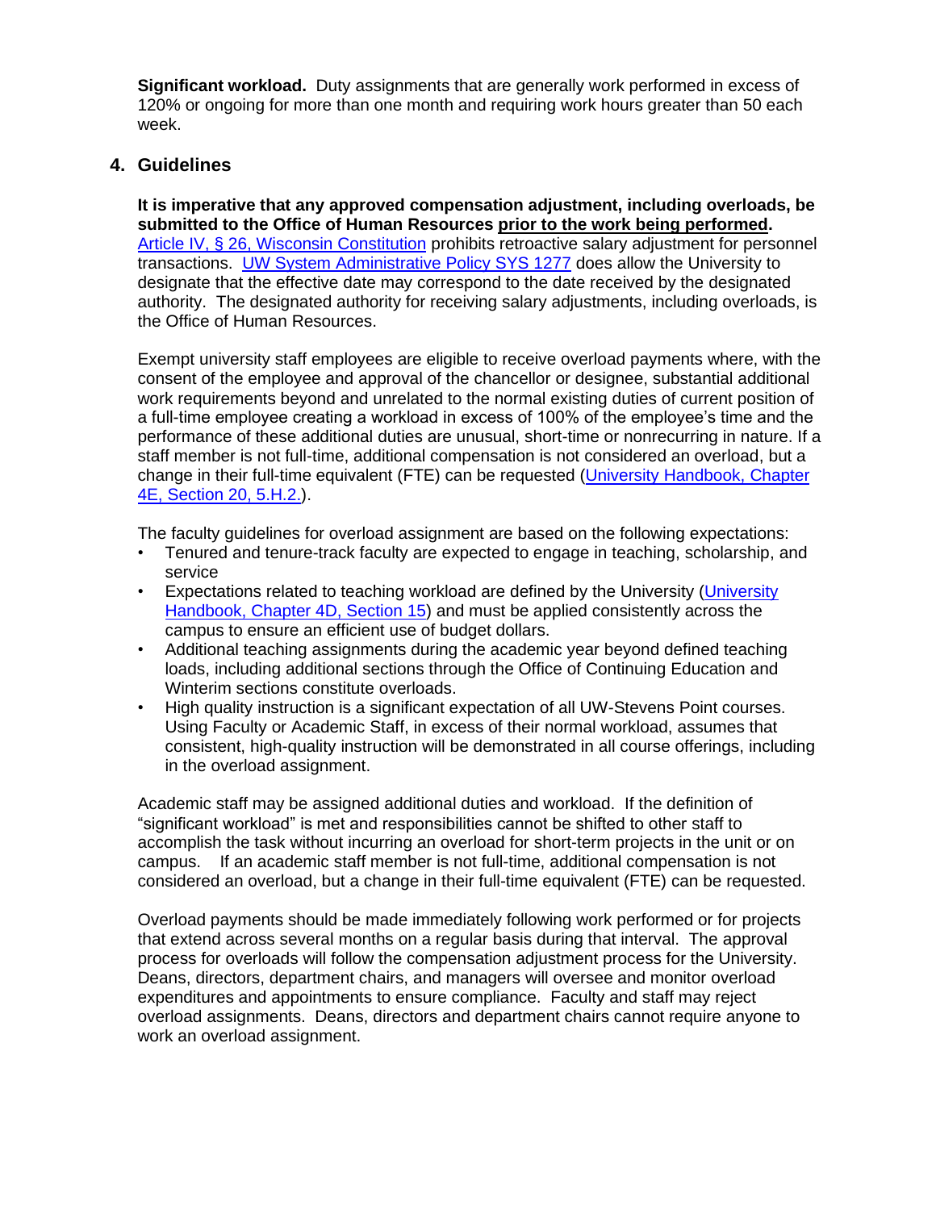**Significant workload.** Duty assignments that are generally work performed in excess of 120% or ongoing for more than one month and requiring work hours greater than 50 each week.

## 4. Guidelines

**It is imperative that any approved compensation adjustment, including overloads, be submitted to the Office of Human Resources <u>prior to the work being performed</u>.** [Article IV, § 26, Wisconsin Constitution]() prohibits retroactive salary adjustment for personnel transactions. [UW System Administrative Policy SYS 1277]() does allow the University to designate that the effective date may correspond to the date received by the designated authority. The designated authority for receiving salary adjustments, including overloads, is the Office of Human Resources.

Exempt university staff employees are eligible to receive overload payments where, with the consent of the employee and approval of the chancellor or designee, substantial additional work requirements beyond and unrelated to the normal existing duties of current position of a full-time employee creating a workload in excess of 100% of the employee's time and the performance of these additional duties are unusual, short-time or nonrecurring in nature. If a staff member is not full-time, additional compensation is not considered an overload, but a change in their full-time equivalent (FTE) can be requested ([University Handbook, Chapter 4E, Section 20, 5.H.2.]()).

The faculty guidelines for overload assignment are based on the following expectations:

- Tenured and tenure-track faculty are expected to engage in teaching, scholarship, and service
- Expectations related to teaching workload are defined by the University ([University Handbook, Chapter 4D, Section 15]()) and must be applied consistently across the campus to ensure an efficient use of budget dollars.
- Additional teaching assignments during the academic year beyond defined teaching loads, including additional sections through the Office of Continuing Education and Winterim sections constitute overloads.
- High quality instruction is a significant expectation of all UW-Stevens Point courses. Using Faculty or Academic Staff, in excess of their normal workload, assumes that consistent, high-quality instruction will be demonstrated in all course offerings, including in the overload assignment.

Academic staff may be assigned additional duties and workload. If the definition of "significant workload" is met and responsibilities cannot be shifted to other staff to accomplish the task without incurring an overload for short-term projects in the unit or on campus. If an academic staff member is not full-time, additional compensation is not considered an overload, but a change in their full-time equivalent (FTE) can be requested.

Overload payments should be made immediately following work performed or for projects that extend across several months on a regular basis during that interval. The approval process for overloads will follow the compensation adjustment process for the University. Deans, directors, department chairs, and managers will oversee and monitor overload expenditures and appointments to ensure compliance. Faculty and staff may reject overload assignments. Deans, directors and department chairs cannot require anyone to work an overload assignment.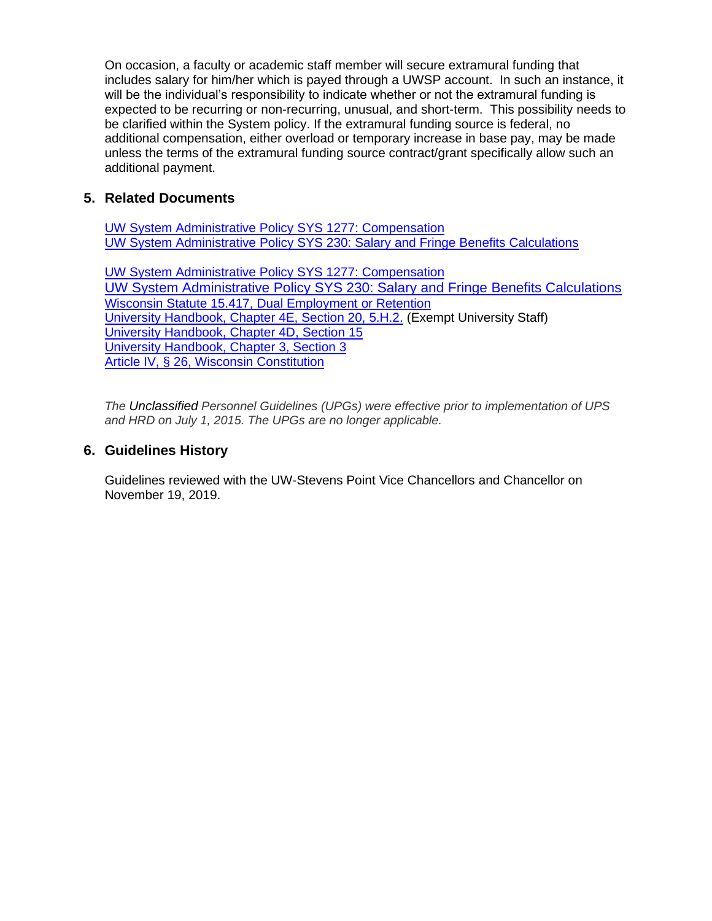On occasion, a faculty or academic staff member will secure extramural funding that includes salary for him/her which is payed through a UWSP account. In such an instance, it will be the individual's responsibility to indicate whether or not the extramural funding is expected to be recurring or non-recurring, unusual, and short-term. This possibility needs to be clarified within the System policy. If the extramural funding source is federal, no additional compensation, either overload or temporary increase in base pay, may be made unless the terms of the extramural funding source contract/grant specifically allow such an additional payment.

## 5. Related Documents

UW System Administrative Policy SYS 1277: Compensation
UW System Administrative Policy SYS 230: Salary and Fringe Benefits Calculations

UW System Administrative Policy SYS 1277: Compensation
UW System Administrative Policy SYS 230: Salary and Fringe Benefits Calculations
Wisconsin Statute 15.417, Dual Employment or Retention
University Handbook, Chapter 4E, Section 20, 5.H.2. (Exempt University Staff)
University Handbook, Chapter 4D, Section 15
University Handbook, Chapter 3, Section 3
Article IV, § 26, Wisconsin Constitution

*The Unclassified Personnel Guidelines (UPGs) were effective prior to implementation of UPS and HRD on July 1, 2015. The UPGs are no longer applicable.*

## 6. Guidelines History

Guidelines reviewed with the UW-Stevens Point Vice Chancellors and Chancellor on November 19, 2019.